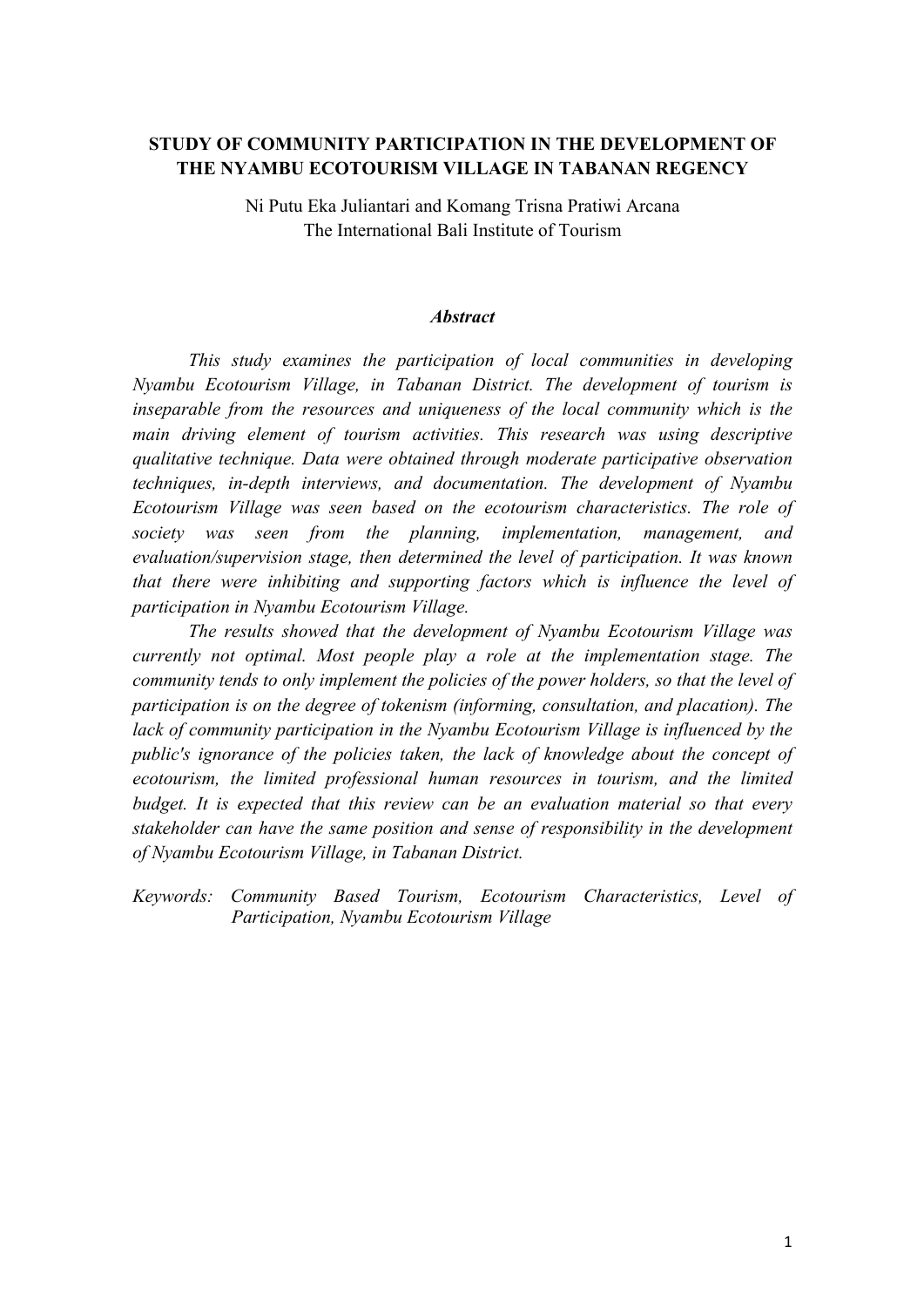# STUDY OF COMMUNITY PARTICIPATION IN THE DEVELOPMENT OF THE NYAMBU ECOTOURISM VILLAGE IN TABANAN REGENCY

Ni Putu Eka Juliantari and Komang Trisna Pratiwi Arcana
The International Bali Institute of Tourism

### *Abstract*

*This study examines the participation of local communities in developing Nyambu Ecotourism Village, in Tabanan District. The development of tourism is inseparable from the resources and uniqueness of the local community which is the main driving element of tourism activities. This research was using descriptive qualitative technique. Data were obtained through moderate participative observation techniques, in-depth interviews, and documentation. The development of Nyambu Ecotourism Village was seen based on the ecotourism characteristics. The role of society was seen from the planning, implementation, management, and evaluation/supervision stage, then determined the level of participation. It was known that there were inhibiting and supporting factors which is influence the level of participation in Nyambu Ecotourism Village.*

*The results showed that the development of Nyambu Ecotourism Village was currently not optimal. Most people play a role at the implementation stage. The community tends to only implement the policies of the power holders, so that the level of participation is on the degree of tokenism (informing, consultation, and placation). The lack of community participation in the Nyambu Ecotourism Village is influenced by the public's ignorance of the policies taken, the lack of knowledge about the concept of ecotourism, the limited professional human resources in tourism, and the limited budget. It is expected that this review can be an evaluation material so that every stakeholder can have the same position and sense of responsibility in the development of Nyambu Ecotourism Village, in Tabanan District.*

*Keywords: Community Based Tourism, Ecotourism Characteristics, Level of Participation, Nyambu Ecotourism Village*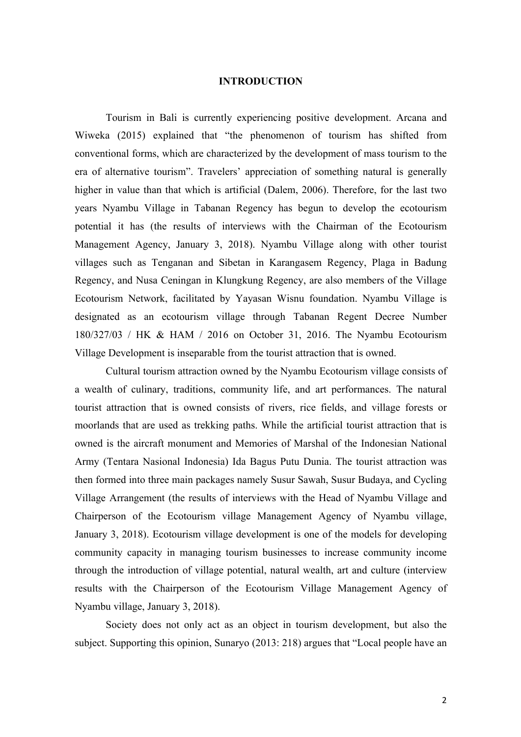# INTRODUCTION

Tourism in Bali is currently experiencing positive development. Arcana and Wiweka (2015) explained that "the phenomenon of tourism has shifted from conventional forms, which are characterized by the development of mass tourism to the era of alternative tourism". Travelers' appreciation of something natural is generally higher in value than that which is artificial (Dalem, 2006). Therefore, for the last two years Nyambu Village in Tabanan Regency has begun to develop the ecotourism potential it has (the results of interviews with the Chairman of the Ecotourism Management Agency, January 3, 2018). Nyambu Village along with other tourist villages such as Tenganan and Sibetan in Karangasem Regency, Plaga in Badung Regency, and Nusa Ceningan in Klungkung Regency, are also members of the Village Ecotourism Network, facilitated by Yayasan Wisnu foundation. Nyambu Village is designated as an ecotourism village through Tabanan Regent Decree Number 180/327/03 / HK & HAM / 2016 on October 31, 2016. The Nyambu Ecotourism Village Development is inseparable from the tourist attraction that is owned.

Cultural tourism attraction owned by the Nyambu Ecotourism village consists of a wealth of culinary, traditions, community life, and art performances. The natural tourist attraction that is owned consists of rivers, rice fields, and village forests or moorlands that are used as trekking paths. While the artificial tourist attraction that is owned is the aircraft monument and Memories of Marshal of the Indonesian National Army (Tentara Nasional Indonesia) Ida Bagus Putu Dunia. The tourist attraction was then formed into three main packages namely Susur Sawah, Susur Budaya, and Cycling Village Arrangement (the results of interviews with the Head of Nyambu Village and Chairperson of the Ecotourism village Management Agency of Nyambu village, January 3, 2018). Ecotourism village development is one of the models for developing community capacity in managing tourism businesses to increase community income through the introduction of village potential, natural wealth, art and culture (interview results with the Chairperson of the Ecotourism Village Management Agency of Nyambu village, January 3, 2018).

Society does not only act as an object in tourism development, but also the subject. Supporting this opinion, Sunaryo (2013: 218) argues that "Local people have an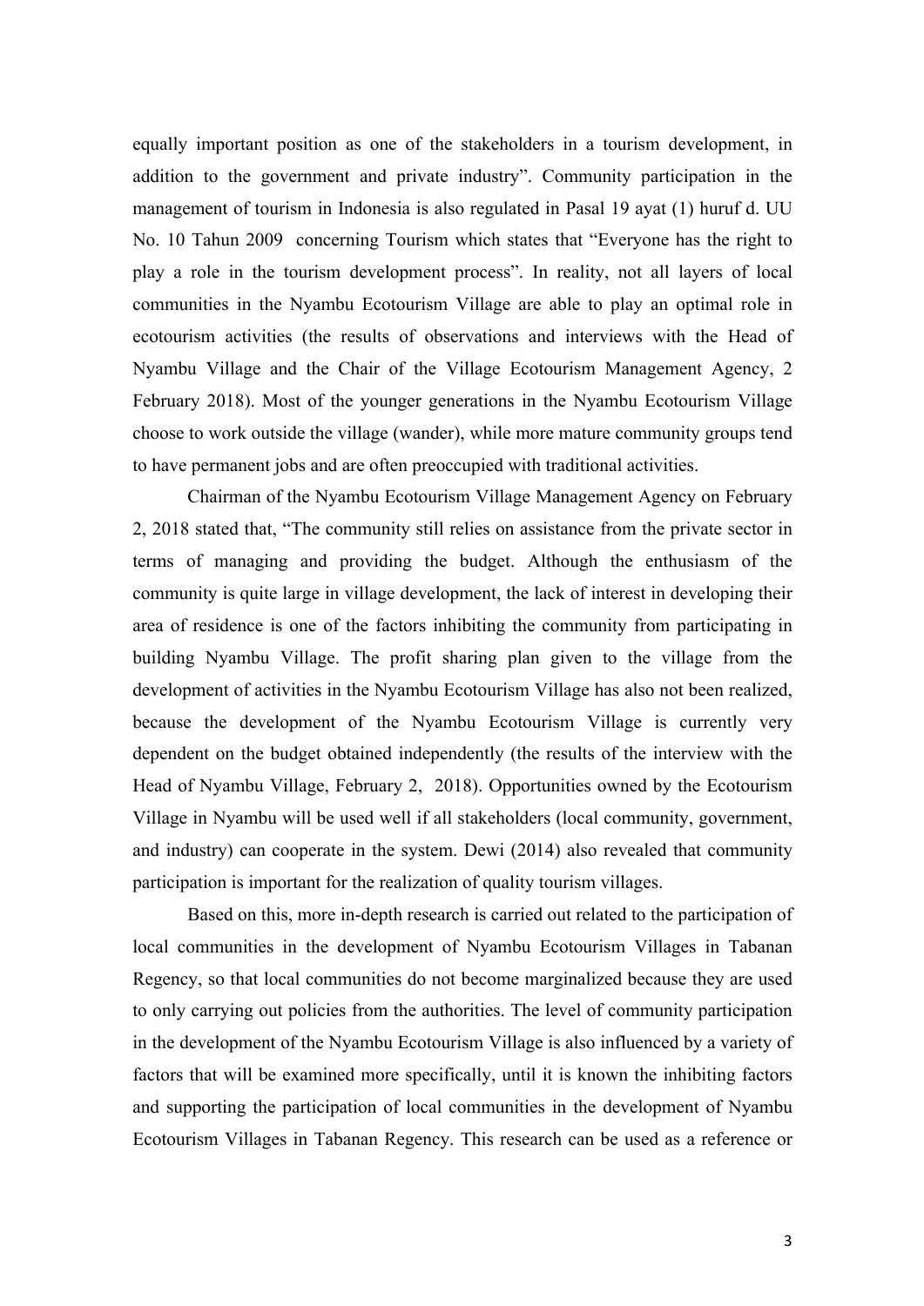equally important position as one of the stakeholders in a tourism development, in addition to the government and private industry". Community participation in the management of tourism in Indonesia is also regulated in Pasal 19 ayat (1) huruf d. UU No. 10 Tahun 2009 concerning Tourism which states that "Everyone has the right to play a role in the tourism development process". In reality, not all layers of local communities in the Nyambu Ecotourism Village are able to play an optimal role in ecotourism activities (the results of observations and interviews with the Head of Nyambu Village and the Chair of the Village Ecotourism Management Agency, 2 February 2018). Most of the younger generations in the Nyambu Ecotourism Village choose to work outside the village (wander), while more mature community groups tend to have permanent jobs and are often preoccupied with traditional activities.

Chairman of the Nyambu Ecotourism Village Management Agency on February 2, 2018 stated that, "The community still relies on assistance from the private sector in terms of managing and providing the budget. Although the enthusiasm of the community is quite large in village development, the lack of interest in developing their area of residence is one of the factors inhibiting the community from participating in building Nyambu Village. The profit sharing plan given to the village from the development of activities in the Nyambu Ecotourism Village has also not been realized, because the development of the Nyambu Ecotourism Village is currently very dependent on the budget obtained independently (the results of the interview with the Head of Nyambu Village, February 2, 2018). Opportunities owned by the Ecotourism Village in Nyambu will be used well if all stakeholders (local community, government, and industry) can cooperate in the system. Dewi (2014) also revealed that community participation is important for the realization of quality tourism villages.

Based on this, more in-depth research is carried out related to the participation of local communities in the development of Nyambu Ecotourism Villages in Tabanan Regency, so that local communities do not become marginalized because they are used to only carrying out policies from the authorities. The level of community participation in the development of the Nyambu Ecotourism Village is also influenced by a variety of factors that will be examined more specifically, until it is known the inhibiting factors and supporting the participation of local communities in the development of Nyambu Ecotourism Villages in Tabanan Regency. This research can be used as a reference or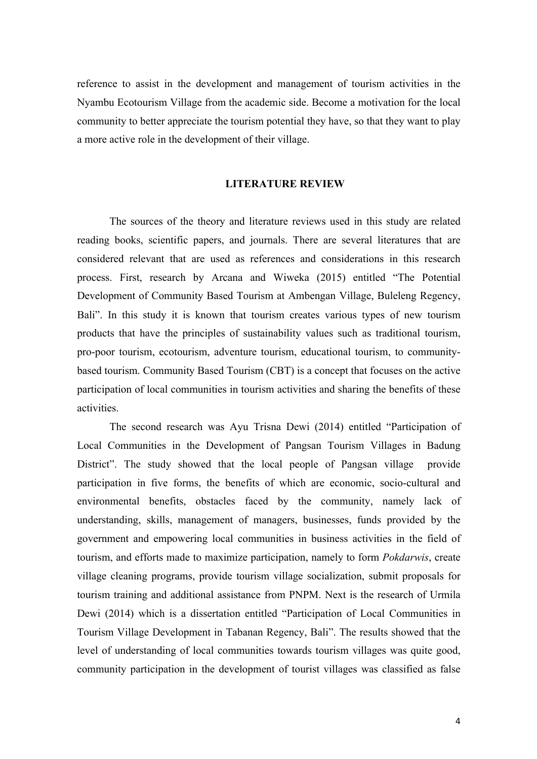reference to assist in the development and management of tourism activities in the Nyambu Ecotourism Village from the academic side. Become a motivation for the local community to better appreciate the tourism potential they have, so that they want to play a more active role in the development of their village.

## LITERATURE REVIEW

The sources of the theory and literature reviews used in this study are related reading books, scientific papers, and journals. There are several literatures that are considered relevant that are used as references and considerations in this research process. First, research by Arcana and Wiweka (2015) entitled "The Potential Development of Community Based Tourism at Ambengan Village, Buleleng Regency, Bali". In this study it is known that tourism creates various types of new tourism products that have the principles of sustainability values such as traditional tourism, pro-poor tourism, ecotourism, adventure tourism, educational tourism, to community-based tourism. Community Based Tourism (CBT) is a concept that focuses on the active participation of local communities in tourism activities and sharing the benefits of these activities.

The second research was Ayu Trisna Dewi (2014) entitled "Participation of Local Communities in the Development of Pangsan Tourism Villages in Badung District". The study showed that the local people of Pangsan village provide participation in five forms, the benefits of which are economic, socio-cultural and environmental benefits, obstacles faced by the community, namely lack of understanding, skills, management of managers, businesses, funds provided by the government and empowering local communities in business activities in the field of tourism, and efforts made to maximize participation, namely to form *Pokdarwis*, create village cleaning programs, provide tourism village socialization, submit proposals for tourism training and additional assistance from PNPM. Next is the research of Urmila Dewi (2014) which is a dissertation entitled "Participation of Local Communities in Tourism Village Development in Tabanan Regency, Bali". The results showed that the level of understanding of local communities towards tourism villages was quite good, community participation in the development of tourist villages was classified as false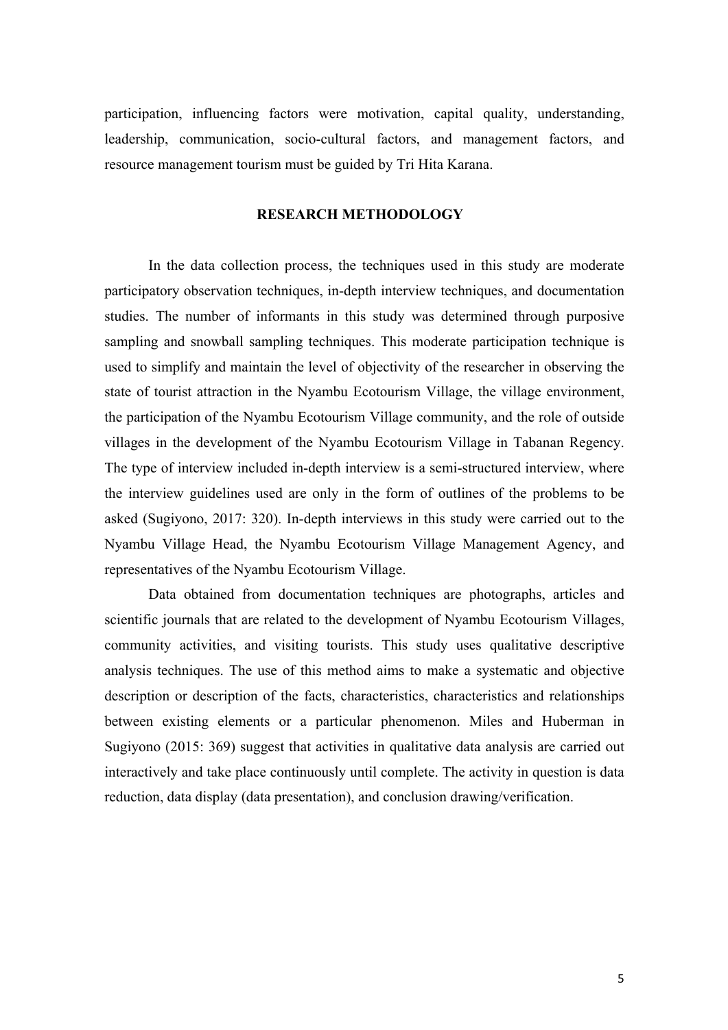participation, influencing factors were motivation, capital quality, understanding, leadership, communication, socio-cultural factors, and management factors, and resource management tourism must be guided by Tri Hita Karana.

## RESEARCH METHODOLOGY

In the data collection process, the techniques used in this study are moderate participatory observation techniques, in-depth interview techniques, and documentation studies. The number of informants in this study was determined through purposive sampling and snowball sampling techniques. This moderate participation technique is used to simplify and maintain the level of objectivity of the researcher in observing the state of tourist attraction in the Nyambu Ecotourism Village, the village environment, the participation of the Nyambu Ecotourism Village community, and the role of outside villages in the development of the Nyambu Ecotourism Village in Tabanan Regency. The type of interview included in-depth interview is a semi-structured interview, where the interview guidelines used are only in the form of outlines of the problems to be asked (Sugiyono, 2017: 320). In-depth interviews in this study were carried out to the Nyambu Village Head, the Nyambu Ecotourism Village Management Agency, and representatives of the Nyambu Ecotourism Village.

Data obtained from documentation techniques are photographs, articles and scientific journals that are related to the development of Nyambu Ecotourism Villages, community activities, and visiting tourists. This study uses qualitative descriptive analysis techniques. The use of this method aims to make a systematic and objective description or description of the facts, characteristics, characteristics and relationships between existing elements or a particular phenomenon. Miles and Huberman in Sugiyono (2015: 369) suggest that activities in qualitative data analysis are carried out interactively and take place continuously until complete. The activity in question is data reduction, data display (data presentation), and conclusion drawing/verification.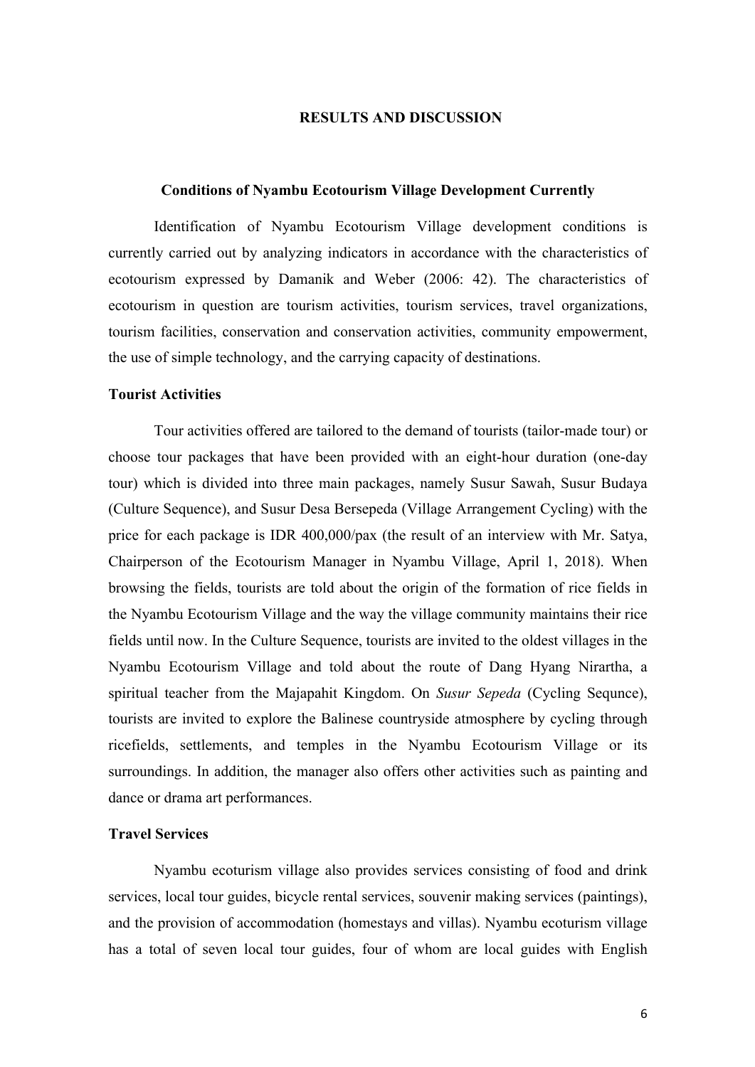# RESULTS AND DISCUSSION

## Conditions of Nyambu Ecotourism Village Development Currently

Identification of Nyambu Ecotourism Village development conditions is currently carried out by analyzing indicators in accordance with the characteristics of ecotourism expressed by Damanik and Weber (2006: 42). The characteristics of ecotourism in question are tourism activities, tourism services, travel organizations, tourism facilities, conservation and conservation activities, community empowerment, the use of simple technology, and the carrying capacity of destinations.

### Tourist Activities

Tour activities offered are tailored to the demand of tourists (tailor-made tour) or choose tour packages that have been provided with an eight-hour duration (one-day tour) which is divided into three main packages, namely Susur Sawah, Susur Budaya (Culture Sequence), and Susur Desa Bersepeda (Village Arrangement Cycling) with the price for each package is IDR 400,000/pax (the result of an interview with Mr. Satya, Chairperson of the Ecotourism Manager in Nyambu Village, April 1, 2018). When browsing the fields, tourists are told about the origin of the formation of rice fields in the Nyambu Ecotourism Village and the way the village community maintains their rice fields until now. In the Culture Sequence, tourists are invited to the oldest villages in the Nyambu Ecotourism Village and told about the route of Dang Hyang Nirartha, a spiritual teacher from the Majapahit Kingdom. On *Susur Sepeda* (Cycling Sequnce), tourists are invited to explore the Balinese countryside atmosphere by cycling through ricefields, settlements, and temples in the Nyambu Ecotourism Village or its surroundings. In addition, the manager also offers other activities such as painting and dance or drama art performances.

### Travel Services

Nyambu ecoturism village also provides services consisting of food and drink services, local tour guides, bicycle rental services, souvenir making services (paintings), and the provision of accommodation (homestays and villas). Nyambu ecoturism village has a total of seven local tour guides, four of whom are local guides with English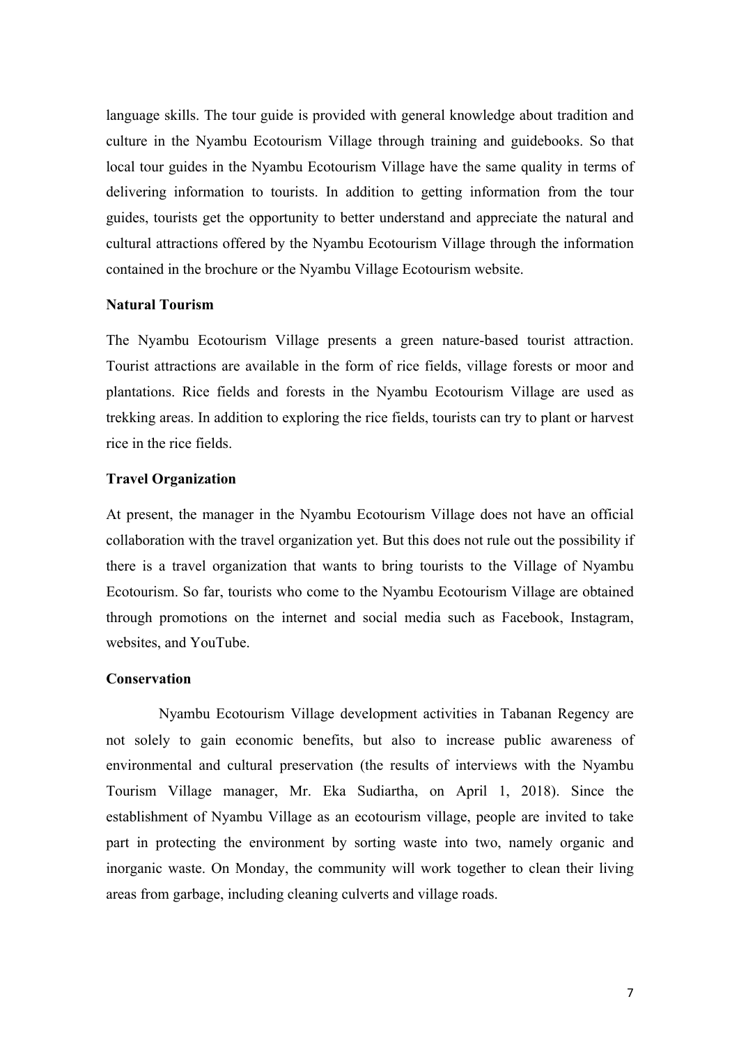language skills. The tour guide is provided with general knowledge about tradition and culture in the Nyambu Ecotourism Village through training and guidebooks. So that local tour guides in the Nyambu Ecotourism Village have the same quality in terms of delivering information to tourists. In addition to getting information from the tour guides, tourists get the opportunity to better understand and appreciate the natural and cultural attractions offered by the Nyambu Ecotourism Village through the information contained in the brochure or the Nyambu Village Ecotourism website.

**Natural Tourism**

The Nyambu Ecotourism Village presents a green nature-based tourist attraction. Tourist attractions are available in the form of rice fields, village forests or moor and plantations. Rice fields and forests in the Nyambu Ecotourism Village are used as trekking areas. In addition to exploring the rice fields, tourists can try to plant or harvest rice in the rice fields.

**Travel Organization**

At present, the manager in the Nyambu Ecotourism Village does not have an official collaboration with the travel organization yet. But this does not rule out the possibility if there is a travel organization that wants to bring tourists to the Village of Nyambu Ecotourism. So far, tourists who come to the Nyambu Ecotourism Village are obtained through promotions on the internet and social media such as Facebook, Instagram, websites, and YouTube.

**Conservation**

Nyambu Ecotourism Village development activities in Tabanan Regency are not solely to gain economic benefits, but also to increase public awareness of environmental and cultural preservation (the results of interviews with the Nyambu Tourism Village manager, Mr. Eka Sudiartha, on April 1, 2018). Since the establishment of Nyambu Village as an ecotourism village, people are invited to take part in protecting the environment by sorting waste into two, namely organic and inorganic waste. On Monday, the community will work together to clean their living areas from garbage, including cleaning culverts and village roads.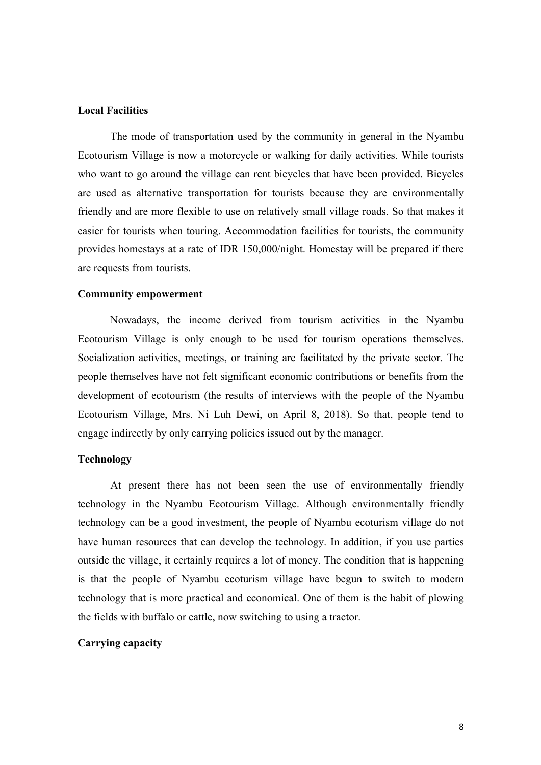**Local Facilities**

The mode of transportation used by the community in general in the Nyambu Ecotourism Village is now a motorcycle or walking for daily activities. While tourists who want to go around the village can rent bicycles that have been provided. Bicycles are used as alternative transportation for tourists because they are environmentally friendly and are more flexible to use on relatively small village roads. So that makes it easier for tourists when touring. Accommodation facilities for tourists, the community provides homestays at a rate of IDR 150,000/night. Homestay will be prepared if there are requests from tourists.

**Community empowerment**

Nowadays, the income derived from tourism activities in the Nyambu Ecotourism Village is only enough to be used for tourism operations themselves. Socialization activities, meetings, or training are facilitated by the private sector. The people themselves have not felt significant economic contributions or benefits from the development of ecotourism (the results of interviews with the people of the Nyambu Ecotourism Village, Mrs. Ni Luh Dewi, on April 8, 2018). So that, people tend to engage indirectly by only carrying policies issued out by the manager.

**Technology**

At present there has not been seen the use of environmentally friendly technology in the Nyambu Ecotourism Village. Although environmentally friendly technology can be a good investment, the people of Nyambu ecoturism village do not have human resources that can develop the technology. In addition, if you use parties outside the village, it certainly requires a lot of money. The condition that is happening is that the people of Nyambu ecoturism village have begun to switch to modern technology that is more practical and economical. One of them is the habit of plowing the fields with buffalo or cattle, now switching to using a tractor.

**Carrying capacity**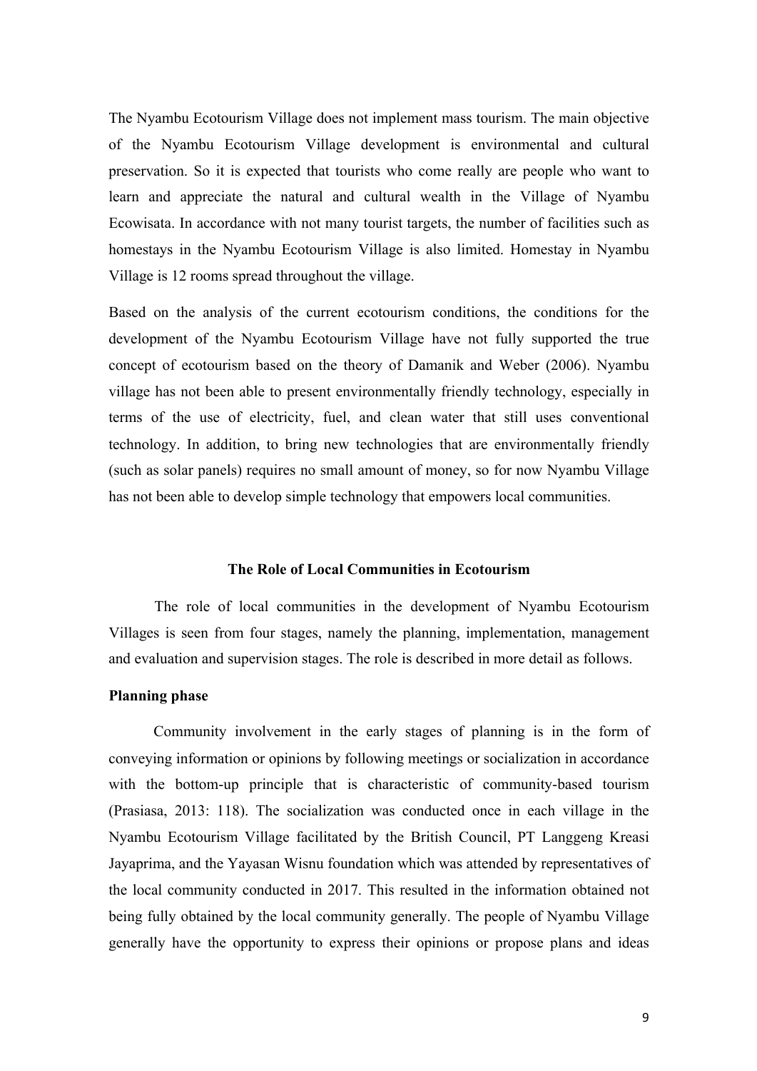The Nyambu Ecotourism Village does not implement mass tourism. The main objective of the Nyambu Ecotourism Village development is environmental and cultural preservation. So it is expected that tourists who come really are people who want to learn and appreciate the natural and cultural wealth in the Village of Nyambu Ecowisata. In accordance with not many tourist targets, the number of facilities such as homestays in the Nyambu Ecotourism Village is also limited. Homestay in Nyambu Village is 12 rooms spread throughout the village.

Based on the analysis of the current ecotourism conditions, the conditions for the development of the Nyambu Ecotourism Village have not fully supported the true concept of ecotourism based on the theory of Damanik and Weber (2006). Nyambu village has not been able to present environmentally friendly technology, especially in terms of the use of electricity, fuel, and clean water that still uses conventional technology. In addition, to bring new technologies that are environmentally friendly (such as solar panels) requires no small amount of money, so for now Nyambu Village has not been able to develop simple technology that empowers local communities.

## The Role of Local Communities in Ecotourism

The role of local communities in the development of Nyambu Ecotourism Villages is seen from four stages, namely the planning, implementation, management and evaluation and supervision stages. The role is described in more detail as follows.

### Planning phase

Community involvement in the early stages of planning is in the form of conveying information or opinions by following meetings or socialization in accordance with the bottom-up principle that is characteristic of community-based tourism (Prasiasa, 2013: 118). The socialization was conducted once in each village in the Nyambu Ecotourism Village facilitated by the British Council, PT Langgeng Kreasi Jayaprima, and the Yayasan Wisnu foundation which was attended by representatives of the local community conducted in 2017. This resulted in the information obtained not being fully obtained by the local community generally. The people of Nyambu Village generally have the opportunity to express their opinions or propose plans and ideas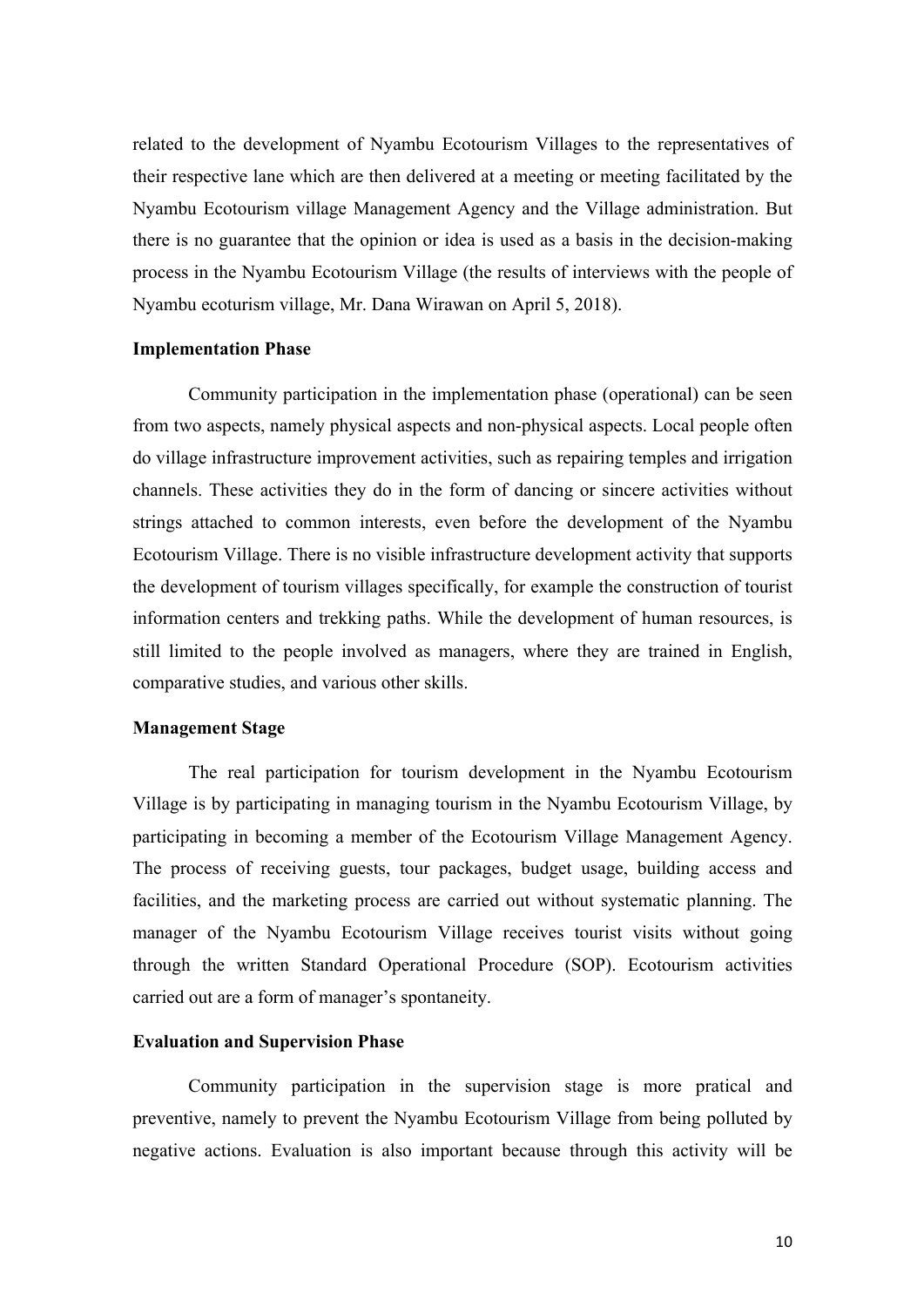related to the development of Nyambu Ecotourism Villages to the representatives of their respective lane which are then delivered at a meeting or meeting facilitated by the Nyambu Ecotourism village Management Agency and the Village administration. But there is no guarantee that the opinion or idea is used as a basis in the decision-making process in the Nyambu Ecotourism Village (the results of interviews with the people of Nyambu ecoturism village, Mr. Dana Wirawan on April 5, 2018).

**Implementation Phase**

Community participation in the implementation phase (operational) can be seen from two aspects, namely physical aspects and non-physical aspects. Local people often do village infrastructure improvement activities, such as repairing temples and irrigation channels. These activities they do in the form of dancing or sincere activities without strings attached to common interests, even before the development of the Nyambu Ecotourism Village. There is no visible infrastructure development activity that supports the development of tourism villages specifically, for example the construction of tourist information centers and trekking paths. While the development of human resources, is still limited to the people involved as managers, where they are trained in English, comparative studies, and various other skills.

**Management Stage**

The real participation for tourism development in the Nyambu Ecotourism Village is by participating in managing tourism in the Nyambu Ecotourism Village, by participating in becoming a member of the Ecotourism Village Management Agency. The process of receiving guests, tour packages, budget usage, building access and facilities, and the marketing process are carried out without systematic planning. The manager of the Nyambu Ecotourism Village receives tourist visits without going through the written Standard Operational Procedure (SOP). Ecotourism activities carried out are a form of manager's spontaneity.

**Evaluation and Supervision Phase**

Community participation in the supervision stage is more pratical and preventive, namely to prevent the Nyambu Ecotourism Village from being polluted by negative actions. Evaluation is also important because through this activity will be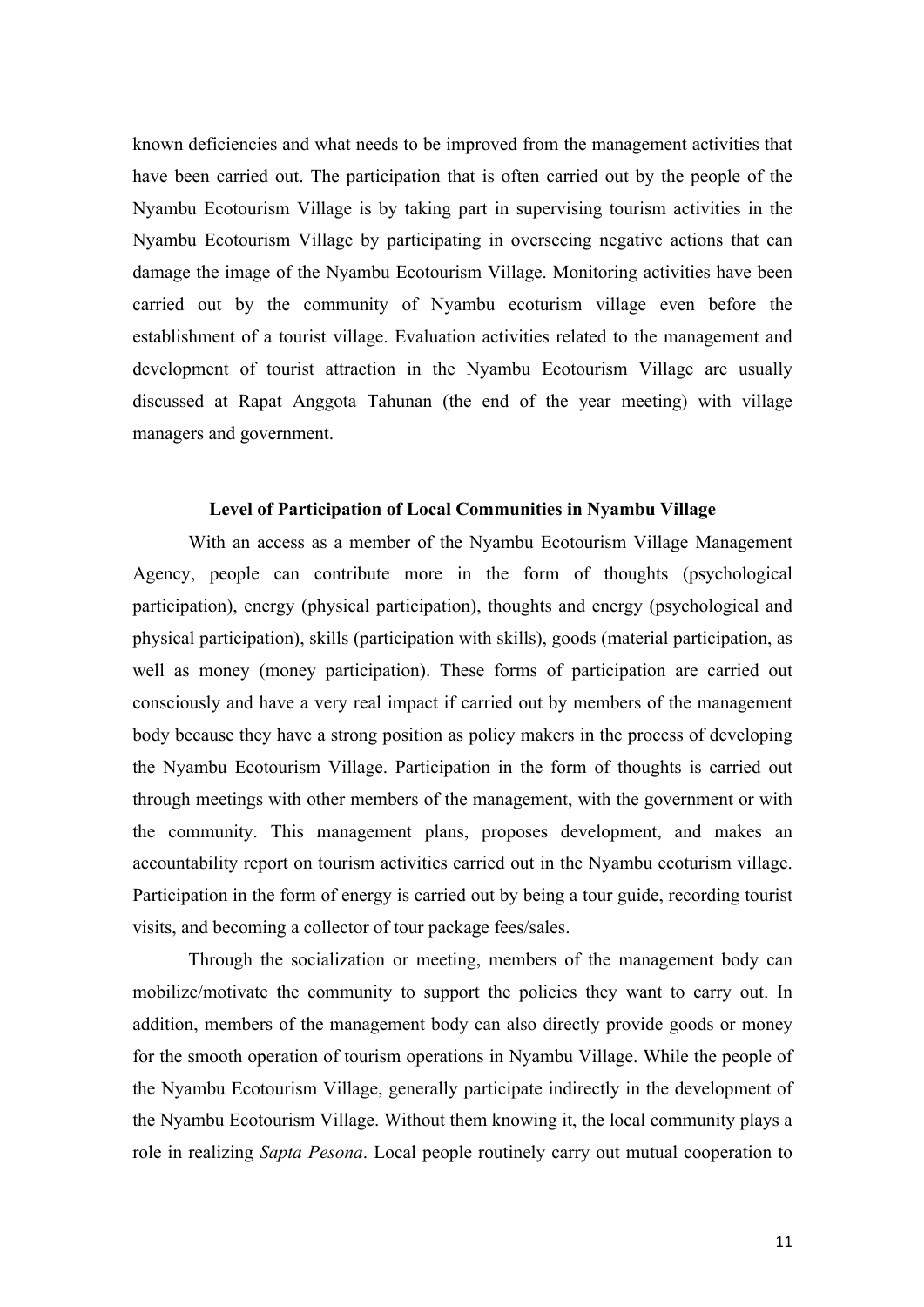known deficiencies and what needs to be improved from the management activities that have been carried out. The participation that is often carried out by the people of the Nyambu Ecotourism Village is by taking part in supervising tourism activities in the Nyambu Ecotourism Village by participating in overseeing negative actions that can damage the image of the Nyambu Ecotourism Village. Monitoring activities have been carried out by the community of Nyambu ecoturism village even before the establishment of a tourist village. Evaluation activities related to the management and development of tourist attraction in the Nyambu Ecotourism Village are usually discussed at Rapat Anggota Tahunan (the end of the year meeting) with village managers and government.

**Level of Participation of Local Communities in Nyambu Village**

With an access as a member of the Nyambu Ecotourism Village Management Agency, people can contribute more in the form of thoughts (psychological participation), energy (physical participation), thoughts and energy (psychological and physical participation), skills (participation with skills), goods (material participation, as well as money (money participation). These forms of participation are carried out consciously and have a very real impact if carried out by members of the management body because they have a strong position as policy makers in the process of developing the Nyambu Ecotourism Village. Participation in the form of thoughts is carried out through meetings with other members of the management, with the government or with the community. This management plans, proposes development, and makes an accountability report on tourism activities carried out in the Nyambu ecoturism village. Participation in the form of energy is carried out by being a tour guide, recording tourist visits, and becoming a collector of tour package fees/sales.

Through the socialization or meeting, members of the management body can mobilize/motivate the community to support the policies they want to carry out. In addition, members of the management body can also directly provide goods or money for the smooth operation of tourism operations in Nyambu Village. While the people of the Nyambu Ecotourism Village, generally participate indirectly in the development of the Nyambu Ecotourism Village. Without them knowing it, the local community plays a role in realizing *Sapta Pesona*. Local people routinely carry out mutual cooperation to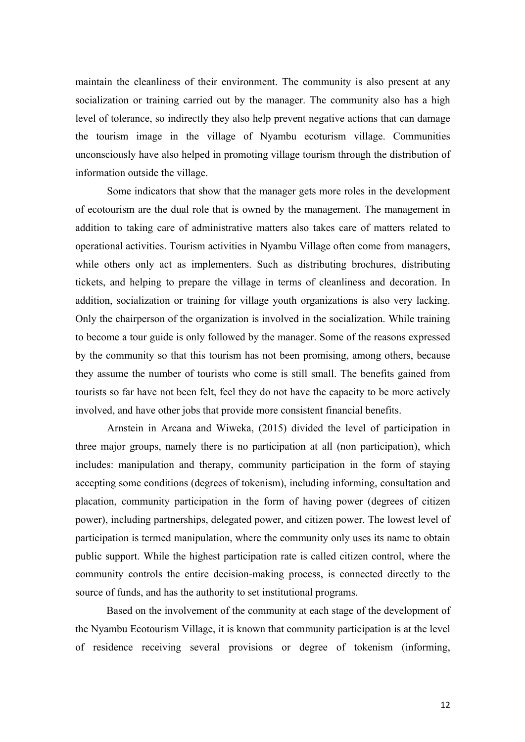maintain the cleanliness of their environment. The community is also present at any socialization or training carried out by the manager. The community also has a high level of tolerance, so indirectly they also help prevent negative actions that can damage the tourism image in the village of Nyambu ecoturism village. Communities unconsciously have also helped in promoting village tourism through the distribution of information outside the village.

Some indicators that show that the manager gets more roles in the development of ecotourism are the dual role that is owned by the management. The management in addition to taking care of administrative matters also takes care of matters related to operational activities. Tourism activities in Nyambu Village often come from managers, while others only act as implementers. Such as distributing brochures, distributing tickets, and helping to prepare the village in terms of cleanliness and decoration. In addition, socialization or training for village youth organizations is also very lacking. Only the chairperson of the organization is involved in the socialization. While training to become a tour guide is only followed by the manager. Some of the reasons expressed by the community so that this tourism has not been promising, among others, because they assume the number of tourists who come is still small. The benefits gained from tourists so far have not been felt, feel they do not have the capacity to be more actively involved, and have other jobs that provide more consistent financial benefits.

Arnstein in Arcana and Wiweka, (2015) divided the level of participation in three major groups, namely there is no participation at all (non participation), which includes: manipulation and therapy, community participation in the form of staying accepting some conditions (degrees of tokenism), including informing, consultation and placation, community participation in the form of having power (degrees of citizen power), including partnerships, delegated power, and citizen power. The lowest level of participation is termed manipulation, where the community only uses its name to obtain public support. While the highest participation rate is called citizen control, where the community controls the entire decision-making process, is connected directly to the source of funds, and has the authority to set institutional programs.

Based on the involvement of the community at each stage of the development of the Nyambu Ecotourism Village, it is known that community participation is at the level of residence receiving several provisions or degree of tokenism (informing,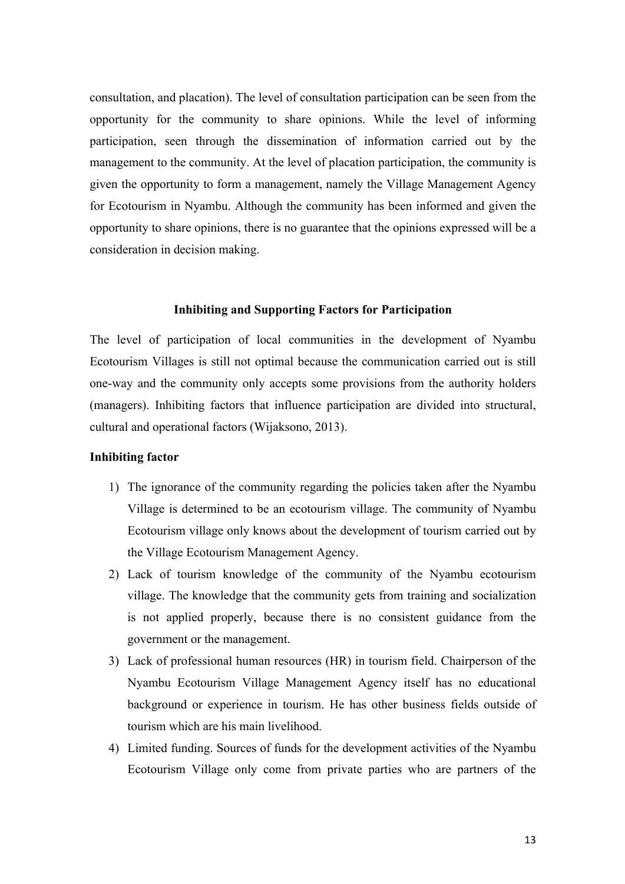consultation, and placation). The level of consultation participation can be seen from the opportunity for the community to share opinions. While the level of informing participation, seen through the dissemination of information carried out by the management to the community. At the level of placation participation, the community is given the opportunity to form a management, namely the Village Management Agency for Ecotourism in Nyambu. Although the community has been informed and given the opportunity to share opinions, there is no guarantee that the opinions expressed will be a consideration in decision making.

## Inhibiting and Supporting Factors for Participation

The level of participation of local communities in the development of Nyambu Ecotourism Villages is still not optimal because the communication carried out is still one-way and the community only accepts some provisions from the authority holders (managers). Inhibiting factors that influence participation are divided into structural, cultural and operational factors (Wijaksono, 2013).

**Inhibiting factor**

1) The ignorance of the community regarding the policies taken after the Nyambu Village is determined to be an ecotourism village. The community of Nyambu Ecotourism village only knows about the development of tourism carried out by the Village Ecotourism Management Agency.
2) Lack of tourism knowledge of the community of the Nyambu ecotourism village. The knowledge that the community gets from training and socialization is not applied properly, because there is no consistent guidance from the government or the management.
3) Lack of professional human resources (HR) in tourism field. Chairperson of the Nyambu Ecotourism Village Management Agency itself has no educational background or experience in tourism. He has other business fields outside of tourism which are his main livelihood.
4) Limited funding. Sources of funds for the development activities of the Nyambu Ecotourism Village only come from private parties who are partners of the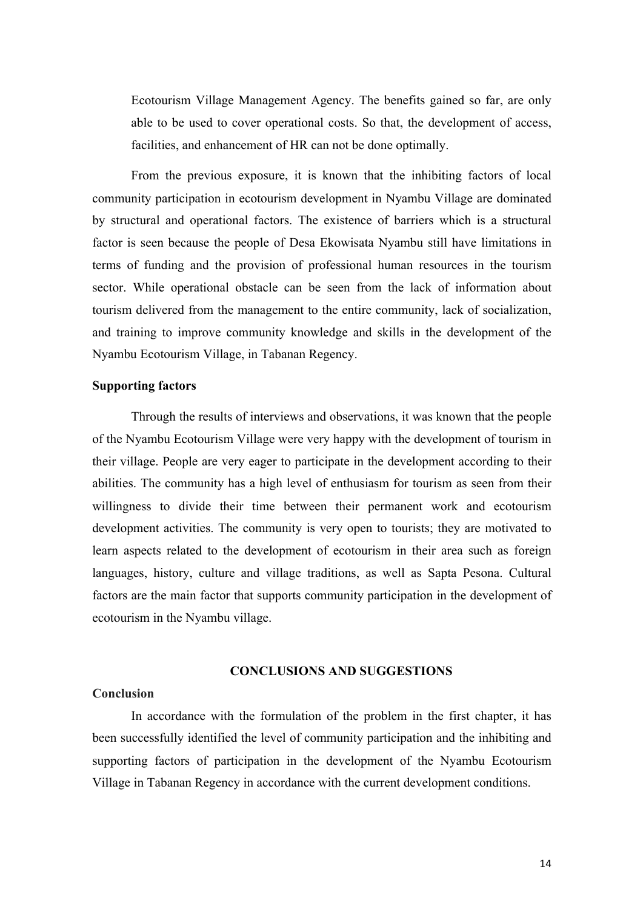Ecotourism Village Management Agency. The benefits gained so far, are only able to be used to cover operational costs. So that, the development of access, facilities, and enhancement of HR can not be done optimally.

From the previous exposure, it is known that the inhibiting factors of local community participation in ecotourism development in Nyambu Village are dominated by structural and operational factors. The existence of barriers which is a structural factor is seen because the people of Desa Ekowisata Nyambu still have limitations in terms of funding and the provision of professional human resources in the tourism sector. While operational obstacle can be seen from the lack of information about tourism delivered from the management to the entire community, lack of socialization, and training to improve community knowledge and skills in the development of the Nyambu Ecotourism Village, in Tabanan Regency.

**Supporting factors**

Through the results of interviews and observations, it was known that the people of the Nyambu Ecotourism Village were very happy with the development of tourism in their village. People are very eager to participate in the development according to their abilities. The community has a high level of enthusiasm for tourism as seen from their willingness to divide their time between their permanent work and ecotourism development activities. The community is very open to tourists; they are motivated to learn aspects related to the development of ecotourism in their area such as foreign languages, history, culture and village traditions, as well as Sapta Pesona. Cultural factors are the main factor that supports community participation in the development of ecotourism in the Nyambu village.

## CONCLUSIONS AND SUGGESTIONS

**Conclusion**

In accordance with the formulation of the problem in the first chapter, it has been successfully identified the level of community participation and the inhibiting and supporting factors of participation in the development of the Nyambu Ecotourism Village in Tabanan Regency in accordance with the current development conditions.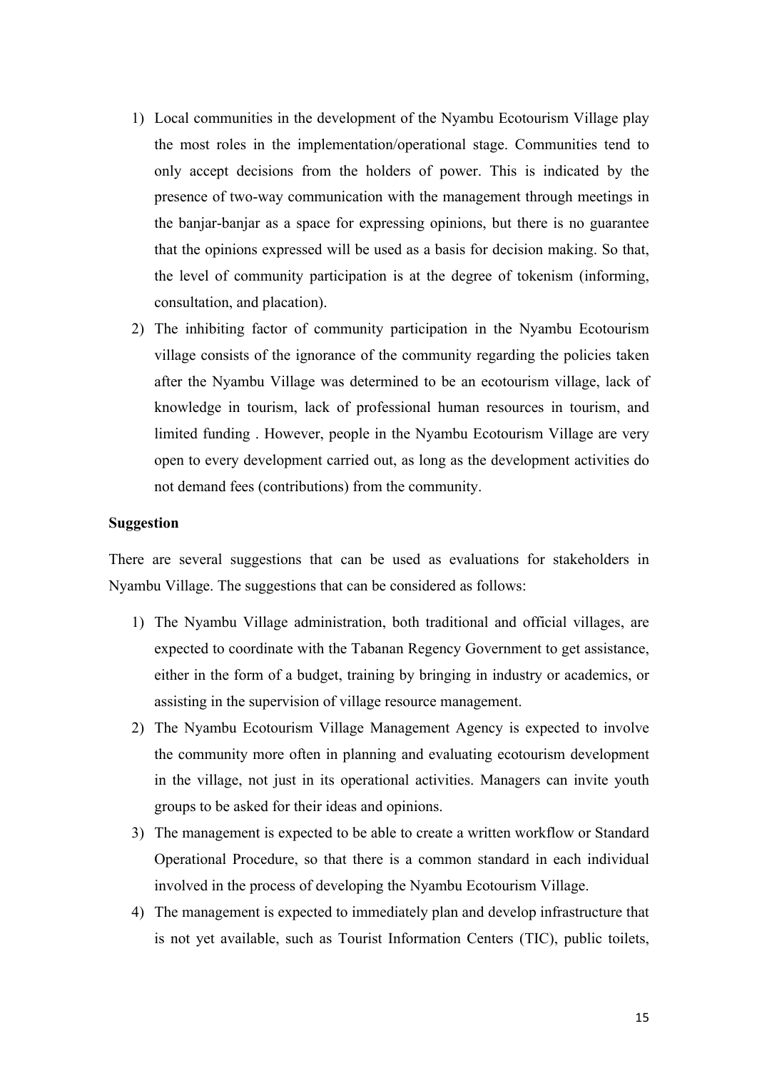1) Local communities in the development of the Nyambu Ecotourism Village play the most roles in the implementation/operational stage. Communities tend to only accept decisions from the holders of power. This is indicated by the presence of two-way communication with the management through meetings in the banjar-banjar as a space for expressing opinions, but there is no guarantee that the opinions expressed will be used as a basis for decision making. So that, the level of community participation is at the degree of tokenism (informing, consultation, and placation).
2) The inhibiting factor of community participation in the Nyambu Ecotourism village consists of the ignorance of the community regarding the policies taken after the Nyambu Village was determined to be an ecotourism village, lack of knowledge in tourism, lack of professional human resources in tourism, and limited funding . However, people in the Nyambu Ecotourism Village are very open to every development carried out, as long as the development activities do not demand fees (contributions) from the community.

**Suggestion**

There are several suggestions that can be used as evaluations for stakeholders in Nyambu Village. The suggestions that can be considered as follows:

1) The Nyambu Village administration, both traditional and official villages, are expected to coordinate with the Tabanan Regency Government to get assistance, either in the form of a budget, training by bringing in industry or academics, or assisting in the supervision of village resource management.
2) The Nyambu Ecotourism Village Management Agency is expected to involve the community more often in planning and evaluating ecotourism development in the village, not just in its operational activities. Managers can invite youth groups to be asked for their ideas and opinions.
3) The management is expected to be able to create a written workflow or Standard Operational Procedure, so that there is a common standard in each individual involved in the process of developing the Nyambu Ecotourism Village.
4) The management is expected to immediately plan and develop infrastructure that is not yet available, such as Tourist Information Centers (TIC), public toilets,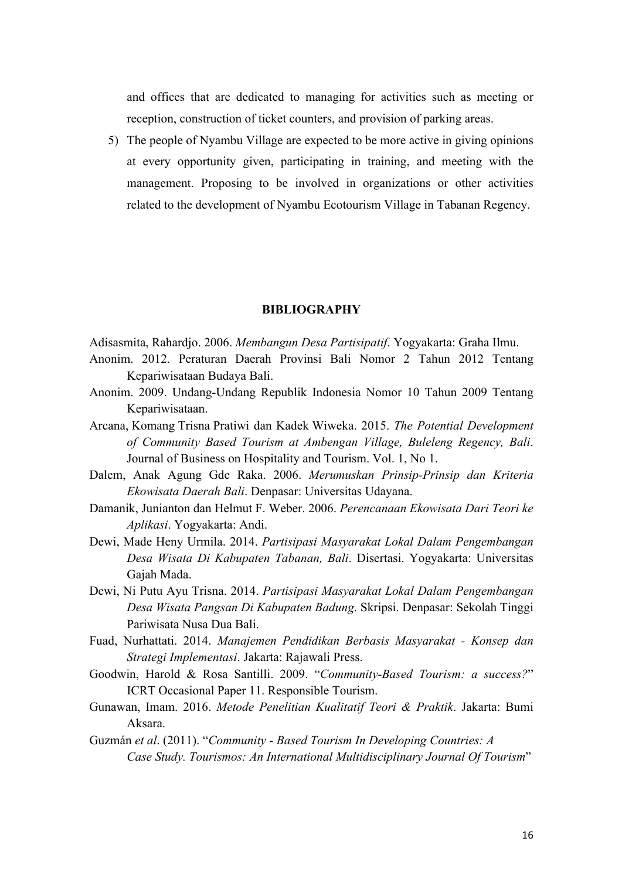and offices that are dedicated to managing for activities such as meeting or reception, construction of ticket counters, and provision of parking areas.

5) The people of Nyambu Village are expected to be more active in giving opinions at every opportunity given, participating in training, and meeting with the management. Proposing to be involved in organizations or other activities related to the development of Nyambu Ecotourism Village in Tabanan Regency.

## BIBLIOGRAPHY

Adisasmita, Rahardjo. 2006. *Membangun Desa Partisipatif*. Yogyakarta: Graha Ilmu.

Anonim. 2012. Peraturan Daerah Provinsi Bali Nomor 2 Tahun 2012 Tentang Kepariwisataan Budaya Bali.

Anonim. 2009. Undang-Undang Republik Indonesia Nomor 10 Tahun 2009 Tentang Kepariwisataan.

Arcana, Komang Trisna Pratiwi dan Kadek Wiweka. 2015. *The Potential Development of Community Based Tourism at Ambengan Village, Buleleng Regency, Bali*. Journal of Business on Hospitality and Tourism. Vol. 1, No 1.

Dalem, Anak Agung Gde Raka. 2006. *Merumuskan Prinsip-Prinsip dan Kriteria Ekowisata Daerah Bali*. Denpasar: Universitas Udayana.

Damanik, Junianton dan Helmut F. Weber. 2006. *Perencanaan Ekowisata Dari Teori ke Aplikasi*. Yogyakarta: Andi.

Dewi, Made Heny Urmila. 2014. *Partisipasi Masyarakat Lokal Dalam Pengembangan Desa Wisata Di Kabupaten Tabanan, Bali*. Disertasi. Yogyakarta: Universitas Gajah Mada.

Dewi, Ni Putu Ayu Trisna. 2014. *Partisipasi Masyarakat Lokal Dalam Pengembangan Desa Wisata Pangsan Di Kabupaten Badung*. Skripsi. Denpasar: Sekolah Tinggi Pariwisata Nusa Dua Bali.

Fuad, Nurhattati. 2014. *Manajemen Pendidikan Berbasis Masyarakat - Konsep dan Strategi Implementasi*. Jakarta: Rajawali Press.

Goodwin, Harold & Rosa Santilli. 2009. "*Community-Based Tourism: a success?*" ICRT Occasional Paper 11. Responsible Tourism.

Gunawan, Imam. 2016. *Metode Penelitian Kualitatif Teori & Praktik*. Jakarta: Bumi Aksara.

Guzmán *et al*. (2011). "*Community - Based Tourism In Developing Countries: A Case Study. Tourismos: An International Multidisciplinary Journal Of Tourism*"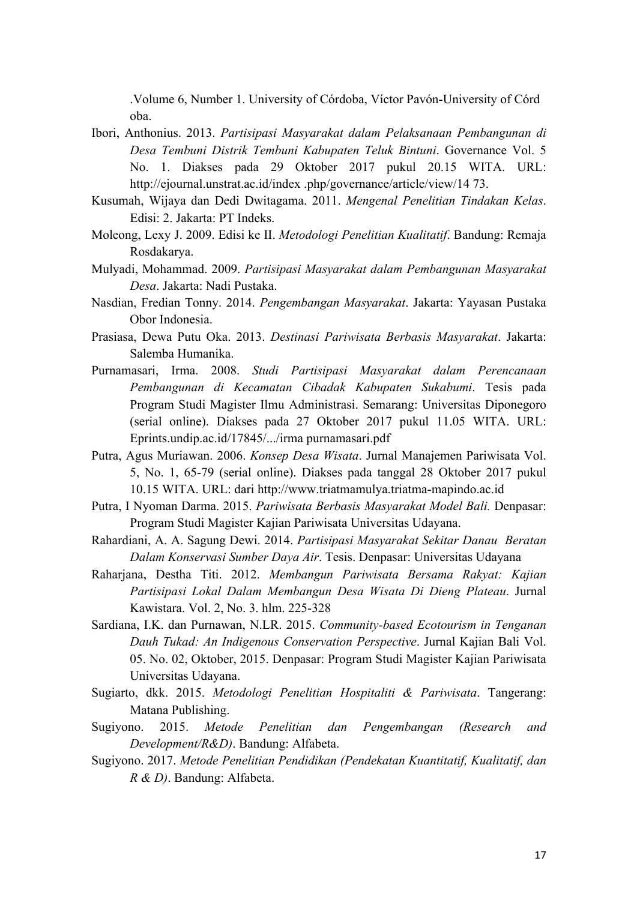.Volume 6, Number 1. University of Córdoba, Víctor Pavón-University of Córdoba.

Ibori, Anthonius. 2013. *Partisipasi Masyarakat dalam Pelaksanaan Pembangunan di Desa Tembuni Distrik Tembuni Kabupaten Teluk Bintuni*. Governance Vol. 5 No. 1. Diakses pada 29 Oktober 2017 pukul 20.15 WITA. URL: http://ejournal.unstrat.ac.id/index .php/governance/article/view/14 73.

Kusumah, Wijaya dan Dedi Dwitagama. 2011. *Mengenal Penelitian Tindakan Kelas*. Edisi: 2. Jakarta: PT Indeks.

Moleong, Lexy J. 2009. Edisi ke II. *Metodologi Penelitian Kualitatif*. Bandung: Remaja Rosdakarya.

Mulyadi, Mohammad. 2009. *Partisipasi Masyarakat dalam Pembangunan Masyarakat Desa*. Jakarta: Nadi Pustaka.

Nasdian, Fredian Tonny. 2014. *Pengembangan Masyarakat*. Jakarta: Yayasan Pustaka Obor Indonesia.

Prasiasa, Dewa Putu Oka. 2013. *Destinasi Pariwisata Berbasis Masyarakat*. Jakarta: Salemba Humanika.

Purnamasari, Irma. 2008. *Studi Partisipasi Masyarakat dalam Perencanaan Pembangunan di Kecamatan Cibadak Kabupaten Sukabumi*. Tesis pada Program Studi Magister Ilmu Administrasi. Semarang: Universitas Diponegoro (serial online). Diakses pada 27 Oktober 2017 pukul 11.05 WITA. URL: Eprints.undip.ac.id/17845/.../irma purnamasari.pdf

Putra, Agus Muriawan. 2006. *Konsep Desa Wisata*. Jurnal Manajemen Pariwisata Vol. 5, No. 1, 65-79 (serial online). Diakses pada tanggal 28 Oktober 2017 pukul 10.15 WITA. URL: dari http://www.triatmamulya.triatma-mapindo.ac.id

Putra, I Nyoman Darma. 2015. *Pariwisata Berbasis Masyarakat Model Bali.* Denpasar: Program Studi Magister Kajian Pariwisata Universitas Udayana.

Rahardiani, A. A. Sagung Dewi. 2014. *Partisipasi Masyarakat Sekitar Danau Beratan Dalam Konservasi Sumber Daya Air*. Tesis. Denpasar: Universitas Udayana

Raharjana, Destha Titi. 2012. *Membangun Pariwisata Bersama Rakyat: Kajian Partisipasi Lokal Dalam Membangun Desa Wisata Di Dieng Plateau*. Jurnal Kawistara. Vol. 2, No. 3. hlm. 225-328

Sardiana, I.K. dan Purnawan, N.LR. 2015. *Community-based Ecotourism in Tenganan Dauh Tukad: An Indigenous Conservation Perspective*. Jurnal Kajian Bali Vol. 05. No. 02, Oktober, 2015. Denpasar: Program Studi Magister Kajian Pariwisata Universitas Udayana.

Sugiarto, dkk. 2015. *Metodologi Penelitian Hospitaliti & Pariwisata*. Tangerang: Matana Publishing.

Sugiyono. 2015. *Metode Penelitian dan Pengembangan (Research and Development/R&D)*. Bandung: Alfabeta.

Sugiyono. 2017. *Metode Penelitian Pendidikan (Pendekatan Kuantitatif, Kualitatif, dan R & D)*. Bandung: Alfabeta.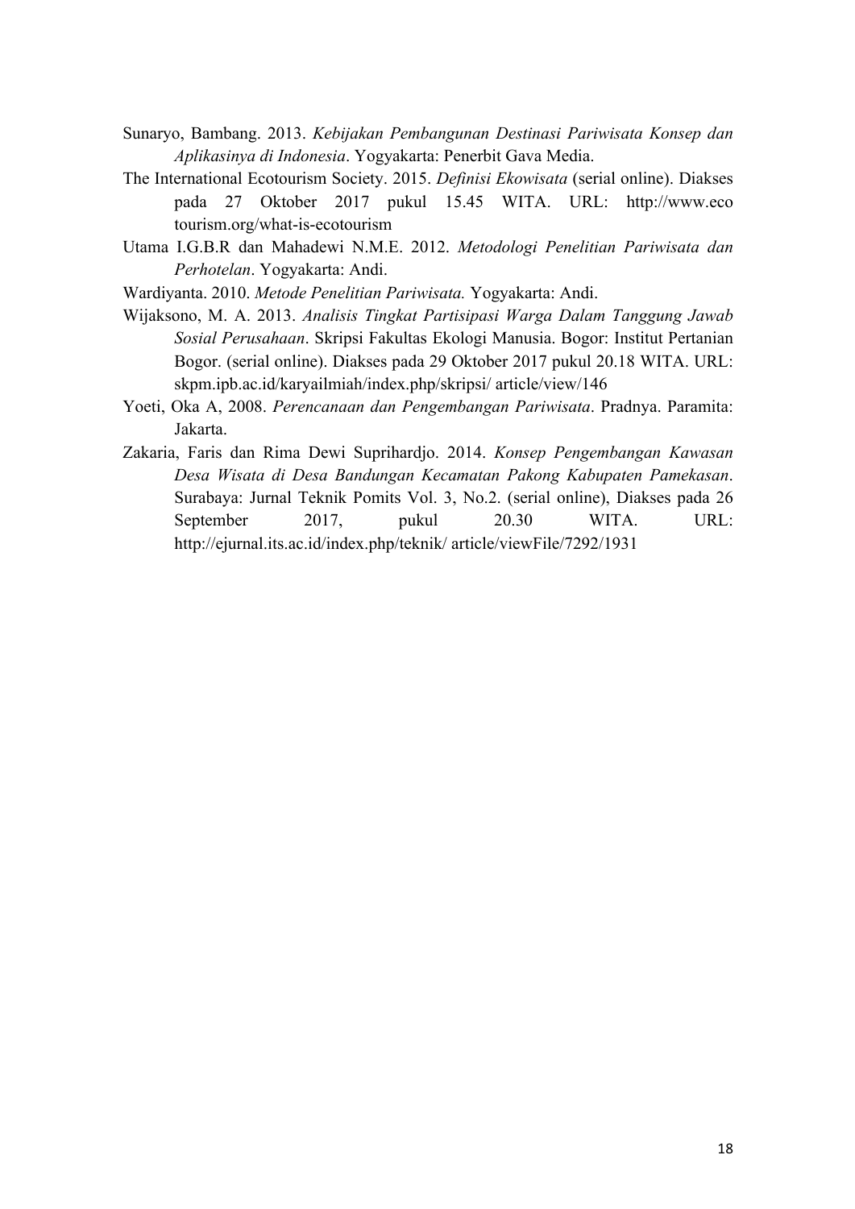Sunaryo, Bambang. 2013. *Kebijakan Pembangunan Destinasi Pariwisata Konsep dan Aplikasinya di Indonesia*. Yogyakarta: Penerbit Gava Media.

The International Ecotourism Society. 2015. *Definisi Ekowisata* (serial online). Diakses pada 27 Oktober 2017 pukul 15.45 WITA. URL: http://www.eco tourism.org/what-is-ecotourism

Utama I.G.B.R dan Mahadewi N.M.E. 2012. *Metodologi Penelitian Pariwisata dan Perhotelan*. Yogyakarta: Andi.

Wardiyanta. 2010. *Metode Penelitian Pariwisata.* Yogyakarta: Andi.

Wijaksono, M. A. 2013. *Analisis Tingkat Partisipasi Warga Dalam Tanggung Jawab Sosial Perusahaan*. Skripsi Fakultas Ekologi Manusia. Bogor: Institut Pertanian Bogor. (serial online). Diakses pada 29 Oktober 2017 pukul 20.18 WITA. URL: skpm.ipb.ac.id/karyailmiah/index.php/skripsi/ article/view/146

Yoeti, Oka A, 2008. *Perencanaan dan Pengembangan Pariwisata*. Pradnya. Paramita: Jakarta.

Zakaria, Faris dan Rima Dewi Suprihardjo. 2014. *Konsep Pengembangan Kawasan Desa Wisata di Desa Bandungan Kecamatan Pakong Kabupaten Pamekasan*. Surabaya: Jurnal Teknik Pomits Vol. 3, No.2. (serial online), Diakses pada 26 September 2017, pukul 20.30 WITA. URL: http://ejurnal.its.ac.id/index.php/teknik/ article/viewFile/7292/1931